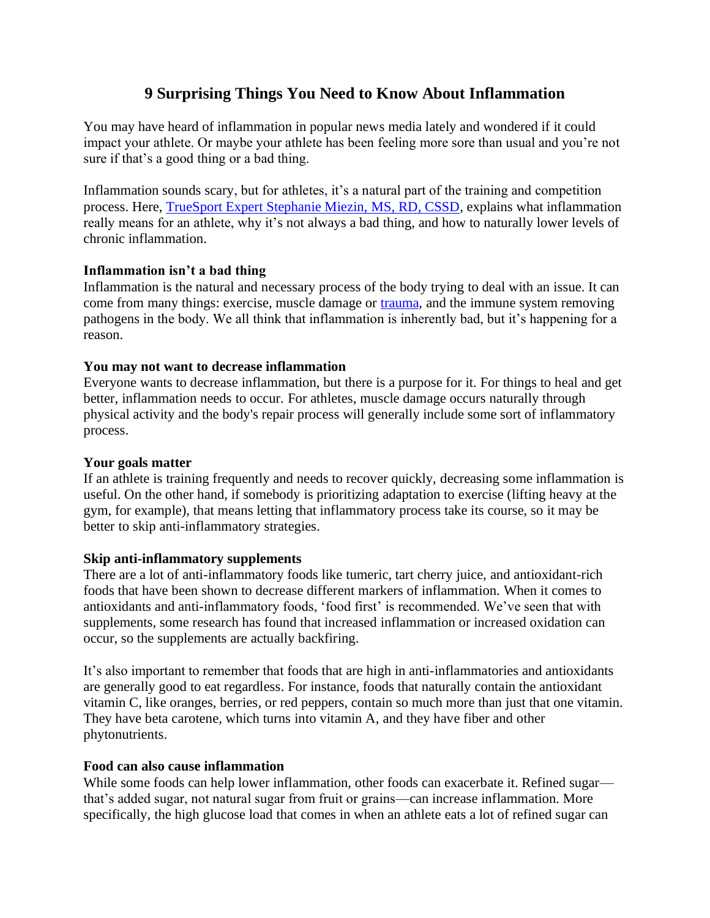# 9 Surprising Things You Need to Know About Inflammation

You may have heard of inflammation in popular news media lately and wondered if it could impact your athlete. Or maybe your athlete has been feeling more sore than usual and you're not sure if that's a good thing or a bad thing.

Inflammation sounds scary, but for athletes, it's a natural part of the training and competition process. Here, [TrueSport Expert Stephanie Miezin, MS, RD, CSSD](), explains what inflammation really means for an athlete, why it's not always a bad thing, and how to naturally lower levels of chronic inflammation.

**Inflammation isn't a bad thing**
Inflammation is the natural and necessary process of the body trying to deal with an issue. It can come from many things: exercise, muscle damage or [trauma](), and the immune system removing pathogens in the body. We all think that inflammation is inherently bad, but it's happening for a reason.

**You may not want to decrease inflammation**
Everyone wants to decrease inflammation, but there is a purpose for it. For things to heal and get better, inflammation needs to occur. For athletes, muscle damage occurs naturally through physical activity and the body's repair process will generally include some sort of inflammatory process.

**Your goals matter**
If an athlete is training frequently and needs to recover quickly, decreasing some inflammation is useful. On the other hand, if somebody is prioritizing adaptation to exercise (lifting heavy at the gym, for example), that means letting that inflammatory process take its course, so it may be better to skip anti-inflammatory strategies.

**Skip anti-inflammatory supplements**
There are a lot of anti-inflammatory foods like tumeric, tart cherry juice, and antioxidant-rich foods that have been shown to decrease different markers of inflammation. When it comes to antioxidants and anti-inflammatory foods, 'food first' is recommended. We've seen that with supplements, some research has found that increased inflammation or increased oxidation can occur, so the supplements are actually backfiring.

It's also important to remember that foods that are high in anti-inflammatories and antioxidants are generally good to eat regardless. For instance, foods that naturally contain the antioxidant vitamin C, like oranges, berries, or red peppers, contain so much more than just that one vitamin. They have beta carotene, which turns into vitamin A, and they have fiber and other phytonutrients.

**Food can also cause inflammation**
While some foods can help lower inflammation, other foods can exacerbate it. Refined sugar—that's added sugar, not natural sugar from fruit or grains—can increase inflammation. More specifically, the high glucose load that comes in when an athlete eats a lot of refined sugar can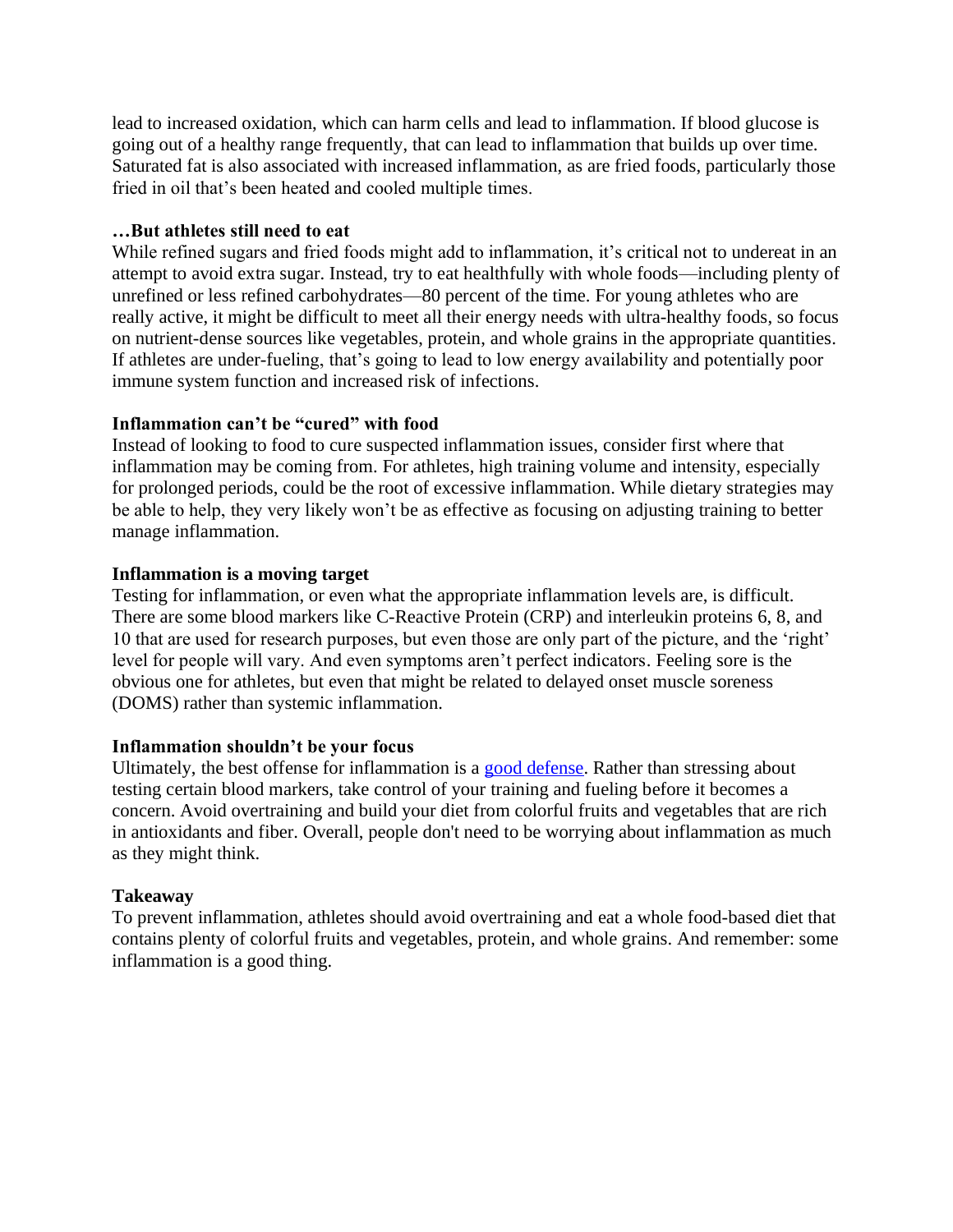lead to increased oxidation, which can harm cells and lead to inflammation. If blood glucose is going out of a healthy range frequently, that can lead to inflammation that builds up over time. Saturated fat is also associated with increased inflammation, as are fried foods, particularly those fried in oil that's been heated and cooled multiple times.

**…But athletes still need to eat**

While refined sugars and fried foods might add to inflammation, it's critical not to undereat in an attempt to avoid extra sugar. Instead, try to eat healthfully with whole foods—including plenty of unrefined or less refined carbohydrates—80 percent of the time. For young athletes who are really active, it might be difficult to meet all their energy needs with ultra-healthy foods, so focus on nutrient-dense sources like vegetables, protein, and whole grains in the appropriate quantities. If athletes are under-fueling, that's going to lead to low energy availability and potentially poor immune system function and increased risk of infections.

**Inflammation can't be "cured" with food**

Instead of looking to food to cure suspected inflammation issues, consider first where that inflammation may be coming from. For athletes, high training volume and intensity, especially for prolonged periods, could be the root of excessive inflammation. While dietary strategies may be able to help, they very likely won't be as effective as focusing on adjusting training to better manage inflammation.

**Inflammation is a moving target**

Testing for inflammation, or even what the appropriate inflammation levels are, is difficult. There are some blood markers like C-Reactive Protein (CRP) and interleukin proteins 6, 8, and 10 that are used for research purposes, but even those are only part of the picture, and the 'right' level for people will vary. And even symptoms aren't perfect indicators. Feeling sore is the obvious one for athletes, but even that might be related to delayed onset muscle soreness (DOMS) rather than systemic inflammation.

**Inflammation shouldn't be your focus**

Ultimately, the best offense for inflammation is a [good defense](). Rather than stressing about testing certain blood markers, take control of your training and fueling before it becomes a concern. Avoid overtraining and build your diet from colorful fruits and vegetables that are rich in antioxidants and fiber. Overall, people don't need to be worrying about inflammation as much as they might think.

**Takeaway**

To prevent inflammation, athletes should avoid overtraining and eat a whole food-based diet that contains plenty of colorful fruits and vegetables, protein, and whole grains. And remember: some inflammation is a good thing.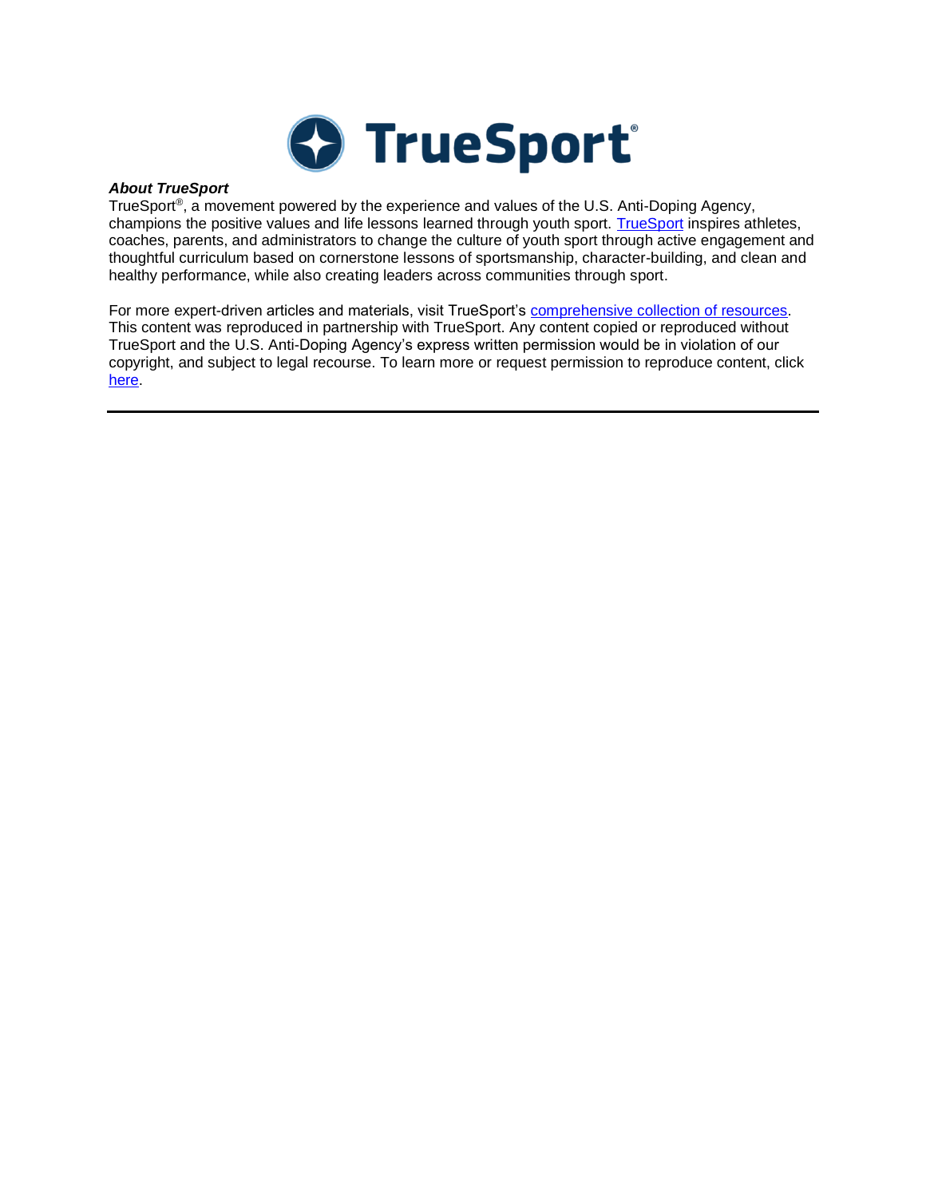***About TrueSport***

TrueSport®, a movement powered by the experience and values of the U.S. Anti-Doping Agency, champions the positive values and life lessons learned through youth sport. TrueSport inspires athletes, coaches, parents, and administrators to change the culture of youth sport through active engagement and thoughtful curriculum based on cornerstone lessons of sportsmanship, character-building, and clean and healthy performance, while also creating leaders across communities through sport.

For more expert-driven articles and materials, visit TrueSport's comprehensive collection of resources. This content was reproduced in partnership with TrueSport. Any content copied or reproduced without TrueSport and the U.S. Anti-Doping Agency's express written permission would be in violation of our copyright, and subject to legal recourse. To learn more or request permission to reproduce content, click here.

---